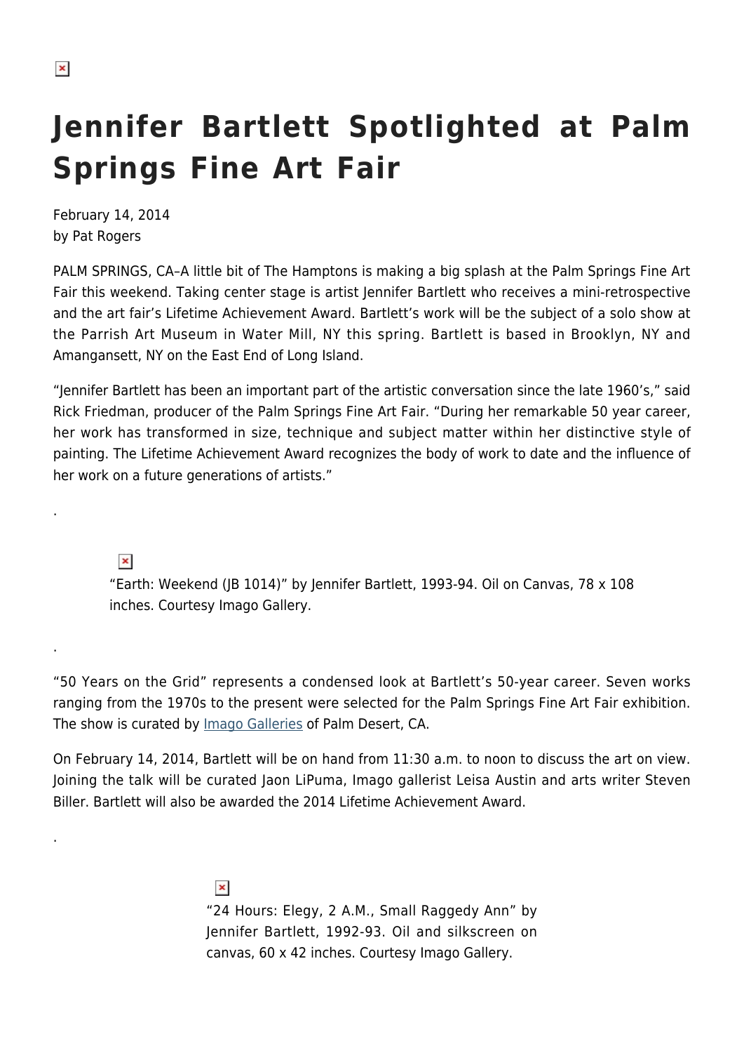# Jennifer Bartlett Spotlighted at Palm Springs Fine Art Fair

February 14, 2014
by Pat Rogers

PALM SPRINGS, CA–A little bit of The Hamptons is making a big splash at the Palm Springs Fine Art Fair this weekend. Taking center stage is artist Jennifer Bartlett who receives a mini-retrospective and the art fair's Lifetime Achievement Award. Bartlett's work will be the subject of a solo show at the Parrish Art Museum in Water Mill, NY this spring. Bartlett is based in Brooklyn, NY and Amagansett, NY on the East End of Long Island.

"Jennifer Bartlett has been an important part of the artistic conversation since the late 1960's," said Rick Friedman, producer of the Palm Springs Fine Art Fair. "During her remarkable 50 year career, her work has transformed in size, technique and subject matter within her distinctive style of painting. The Lifetime Achievement Award recognizes the body of work to date and the influence of her work on a future generations of artists."

.

"Earth: Weekend (JB 1014)" by Jennifer Bartlett, 1993-94. Oil on Canvas, 78 x 108 inches. Courtesy Imago Gallery.

.

"50 Years on the Grid" represents a condensed look at Bartlett's 50-year career. Seven works ranging from the 1970s to the present were selected for the Palm Springs Fine Art Fair exhibition. The show is curated by Imago Galleries of Palm Desert, CA.

On February 14, 2014, Bartlett will be on hand from 11:30 a.m. to noon to discuss the art on view. Joining the talk will be curated Jaon LiPuma, Imago gallerist Leisa Austin and arts writer Steven Biller. Bartlett will also be awarded the 2014 Lifetime Achievement Award.

.

"24 Hours: Elegy, 2 A.M., Small Raggedy Ann" by Jennifer Bartlett, 1992-93. Oil and silkscreen on canvas, 60 x 42 inches. Courtesy Imago Gallery.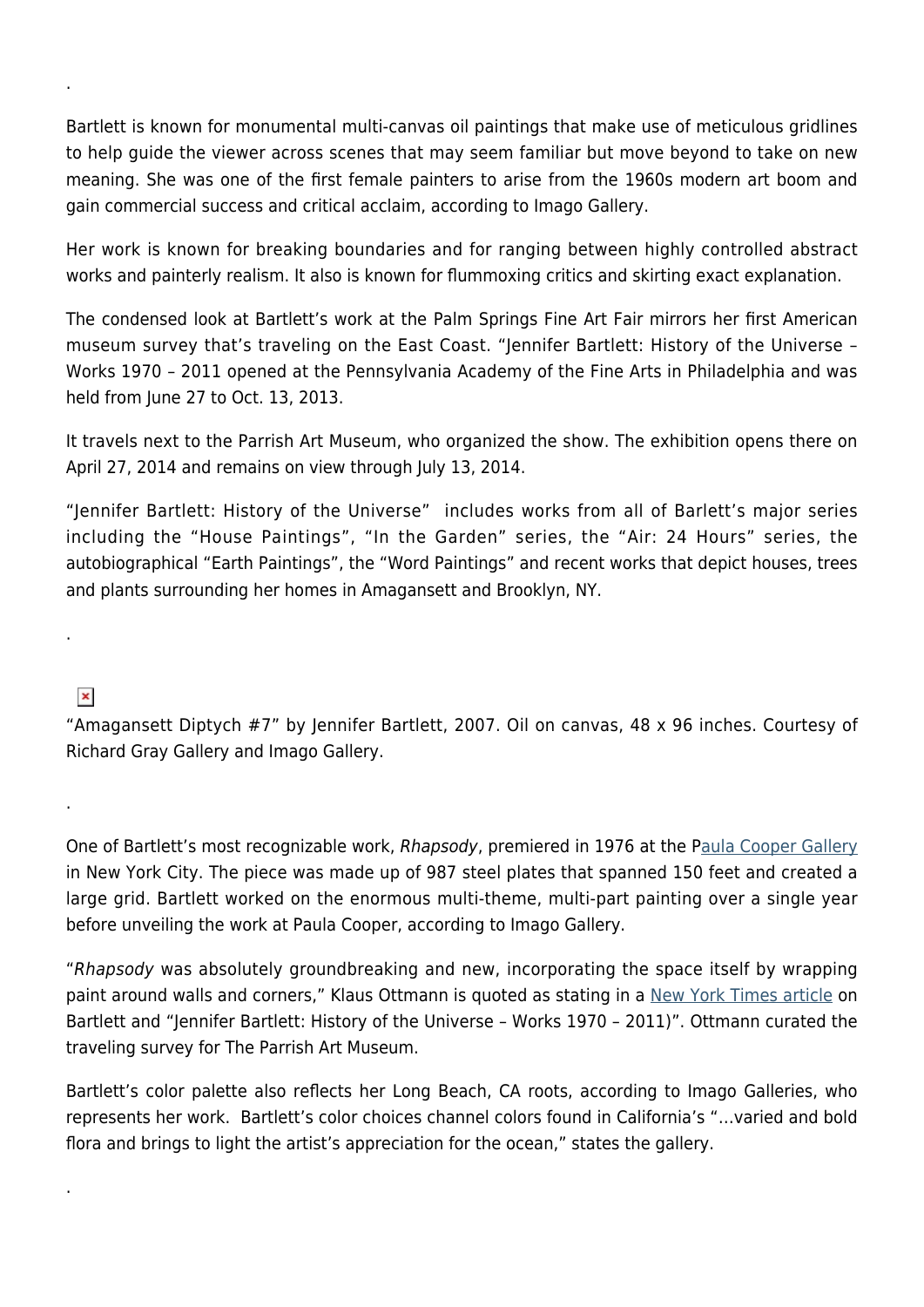.

Bartlett is known for monumental multi-canvas oil paintings that make use of meticulous gridlines to help guide the viewer across scenes that may seem familiar but move beyond to take on new meaning. She was one of the first female painters to arise from the 1960s modern art boom and gain commercial success and critical acclaim, according to Imago Gallery.

Her work is known for breaking boundaries and for ranging between highly controlled abstract works and painterly realism. It also is known for flummoxing critics and skirting exact explanation.

The condensed look at Bartlett's work at the Palm Springs Fine Art Fair mirrors her first American museum survey that's traveling on the East Coast. "Jennifer Bartlett: History of the Universe – Works 1970 – 2011 opened at the Pennsylvania Academy of the Fine Arts in Philadelphia and was held from June 27 to Oct. 13, 2013.

It travels next to the Parrish Art Museum, who organized the show. The exhibition opens there on April 27, 2014 and remains on view through July 13, 2014.

"Jennifer Bartlett: History of the Universe" includes works from all of Barlett's major series including the "House Paintings", "In the Garden" series, the "Air: 24 Hours" series, the autobiographical "Earth Paintings", the "Word Paintings" and recent works that depict houses, trees and plants surrounding her homes in Amagansett and Brooklyn, NY.

.

"Amagansett Diptych #7" by Jennifer Bartlett, 2007. Oil on canvas, 48 x 96 inches. Courtesy of Richard Gray Gallery and Imago Gallery.

.

One of Bartlett's most recognizable work, *Rhapsody*, premiered in 1976 at the Paula Cooper Gallery in New York City. The piece was made up of 987 steel plates that spanned 150 feet and created a large grid. Bartlett worked on the enormous multi-theme, multi-part painting over a single year before unveiling the work at Paula Cooper, according to Imago Gallery.

"*Rhapsody* was absolutely groundbreaking and new, incorporating the space itself by wrapping paint around walls and corners," Klaus Ottmann is quoted as stating in a New York Times article on Bartlett and "Jennifer Bartlett: History of the Universe – Works 1970 – 2011)". Ottmann curated the traveling survey for The Parrish Art Museum.

Bartlett's color palette also reflects her Long Beach, CA roots, according to Imago Galleries, who represents her work. Bartlett's color choices channel colors found in California's "…varied and bold flora and brings to light the artist's appreciation for the ocean," states the gallery.

.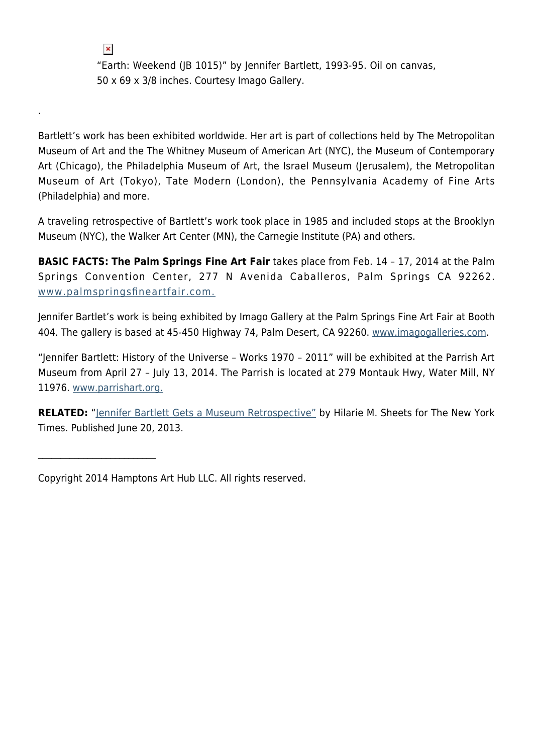"Earth: Weekend (JB 1015)" by Jennifer Bartlett, 1993-95. Oil on canvas, 50 x 69 x 3/8 inches. Courtesy Imago Gallery.

.

Bartlett's work has been exhibited worldwide. Her art is part of collections held by The Metropolitan Museum of Art and the The Whitney Museum of American Art (NYC), the Museum of Contemporary Art (Chicago), the Philadelphia Museum of Art, the Israel Museum (Jerusalem), the Metropolitan Museum of Art (Tokyo), Tate Modern (London), the Pennsylvania Academy of Fine Arts (Philadelphia) and more.

A traveling retrospective of Bartlett's work took place in 1985 and included stops at the Brooklyn Museum (NYC), the Walker Art Center (MN), the Carnegie Institute (PA) and others.

**BASIC FACTS: The Palm Springs Fine Art Fair** takes place from Feb. 14 – 17, 2014 at the Palm Springs Convention Center, 277 N Avenida Caballeros, Palm Springs CA 92262. www.palmspringsfineartfair.com.

Jennifer Bartlet's work is being exhibited by Imago Gallery at the Palm Springs Fine Art Fair at Booth 404. The gallery is based at 45-450 Highway 74, Palm Desert, CA 92260. www.imagogalleries.com.

"Jennifer Bartlett: History of the Universe – Works 1970 – 2011" will be exhibited at the Parrish Art Museum from April 27 – July 13, 2014. The Parrish is located at 279 Montauk Hwy, Water Mill, NY 11976. www.parrishart.org.

**RELATED:** "Jennifer Bartlett Gets a Museum Retrospective" by Hilarie M. Sheets for The New York Times. Published June 20, 2013.

___

Copyright 2014 Hamptons Art Hub LLC. All rights reserved.